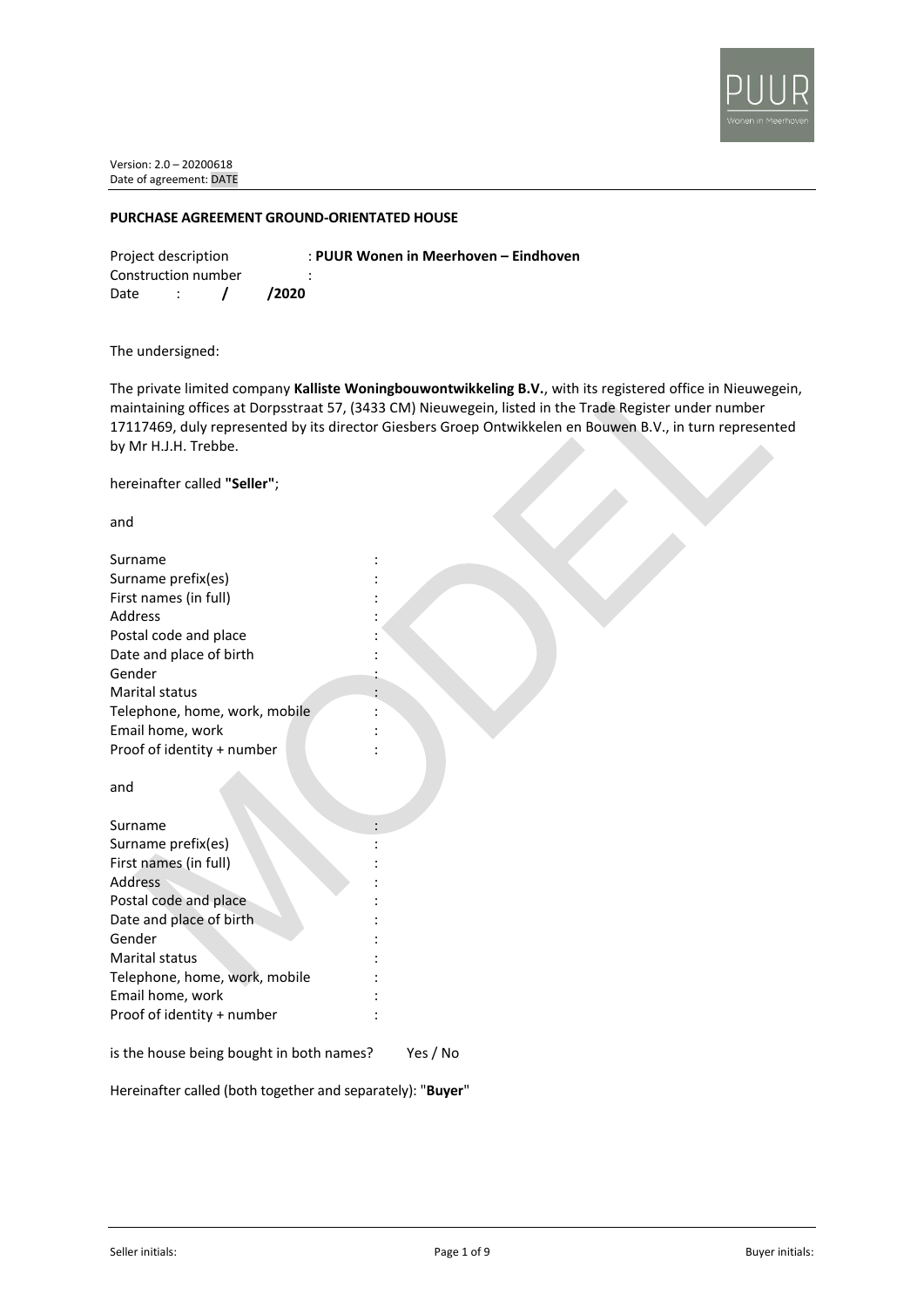Version: 2.0 – 20200618
Date of agreement: DATE

**PURCHASE AGREEMENT GROUND-ORIENTATED HOUSE**

Project description : **PUUR Wonen in Meerhoven – Eindhoven**
Construction number :
Date : **/ /2020**

The undersigned:

The private limited company **Kalliste Woningbouwontwikkeling B.V.**, with its registered office in Nieuwegein, maintaining offices at Dorpsstraat 57, (3433 CM) Nieuwegein, listed in the Trade Register under number 17117469, duly represented by its director Giesbers Groep Ontwikkelen en Bouwen B.V., in turn represented by Mr H.J.H. Trebbe.

hereinafter called **"Seller"**;

and

Surname :
Surname prefix(es) :
First names (in full) :
Address :
Postal code and place :
Date and place of birth :
Gender :
Marital status :
Telephone, home, work, mobile :
Email home, work :
Proof of identity + number :

and

Surname :
Surname prefix(es) :
First names (in full) :
Address :
Postal code and place :
Date and place of birth :
Gender :
Marital status :
Telephone, home, work, mobile :
Email home, work :
Proof of identity + number :

is the house being bought in both names? Yes / No

Hereinafter called (both together and separately): "**Buyer**"

Seller initials: Buyer initials: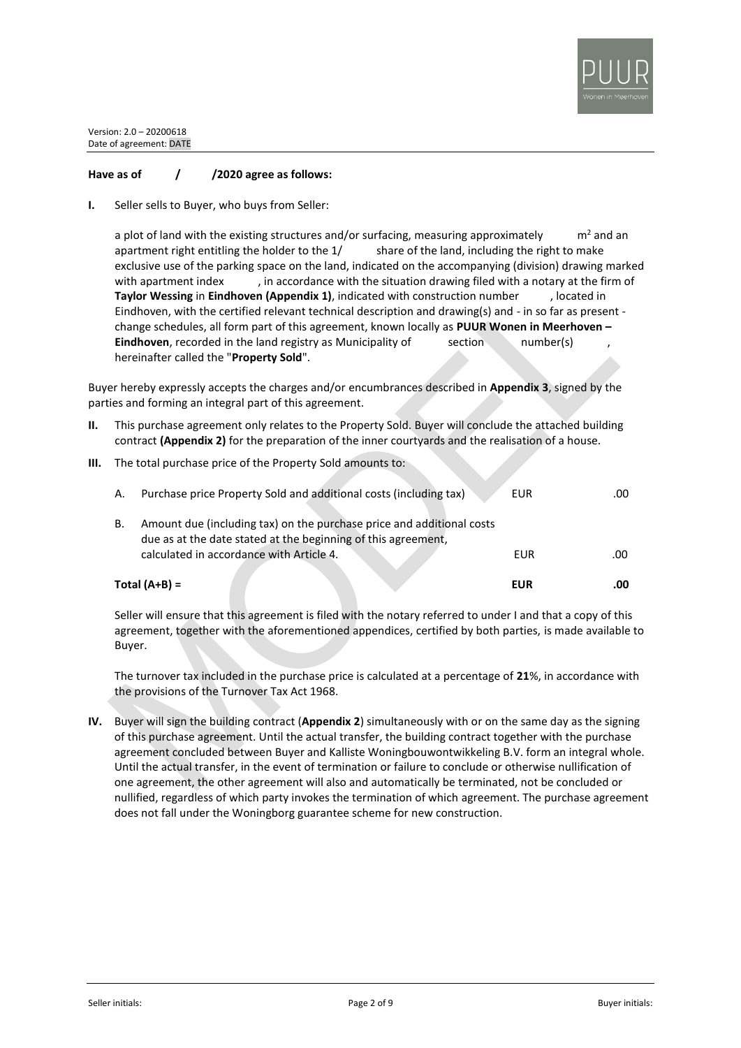Version: 2.0 – 20200618
Date of agreement: DATE

**Have as of / /2020 agree as follows:**

**I.** Seller sells to Buyer, who buys from Seller:

a plot of land with the existing structures and/or surfacing, measuring approximately m² and an apartment right entitling the holder to the 1/ share of the land, including the right to make exclusive use of the parking space on the land, indicated on the accompanying (division) drawing marked with apartment index , in accordance with the situation drawing filed with a notary at the firm of **Taylor Wessing** in **Eindhoven (Appendix 1)**, indicated with construction number , located in Eindhoven, with the certified relevant technical description and drawing(s) and - in so far as present - change schedules, all form part of this agreement, known locally as **PUUR Wonen in Meerhoven – Eindhoven**, recorded in the land registry as Municipality of section number(s) , hereinafter called the "**Property Sold**".

Buyer hereby expressly accepts the charges and/or encumbrances described in **Appendix 3**, signed by the parties and forming an integral part of this agreement.

**II.** This purchase agreement only relates to the Property Sold. Buyer will conclude the attached building contract **(Appendix 2)** for the preparation of the inner courtyards and the realisation of a house.

**III.** The total purchase price of the Property Sold amounts to:

| | | | |
|---|---|---|---|
| A. | Purchase price Property Sold and additional costs (including tax) | EUR | .00 |
| B. | Amount due (including tax) on the purchase price and additional costs due as at the date stated at the beginning of this agreement, calculated in accordance with Article 4. | EUR | .00 |
| | **Total (A+B) =** | **EUR** | **.00** |

Seller will ensure that this agreement is filed with the notary referred to under I and that a copy of this agreement, together with the aforementioned appendices, certified by both parties, is made available to Buyer.

The turnover tax included in the purchase price is calculated at a percentage of **21**%, in accordance with the provisions of the Turnover Tax Act 1968.

**IV.** Buyer will sign the building contract (**Appendix 2**) simultaneously with or on the same day as the signing of this purchase agreement. Until the actual transfer, the building contract together with the purchase agreement concluded between Buyer and Kalliste Woningbouwontwikkeling B.V. form an integral whole. Until the actual transfer, in the event of termination or failure to conclude or otherwise nullification of one agreement, the other agreement will also and automatically be terminated, not be concluded or nullified, regardless of which party invokes the termination of which agreement. The purchase agreement does not fall under the Woningborg guarantee scheme for new construction.

Seller initials: Buyer initials: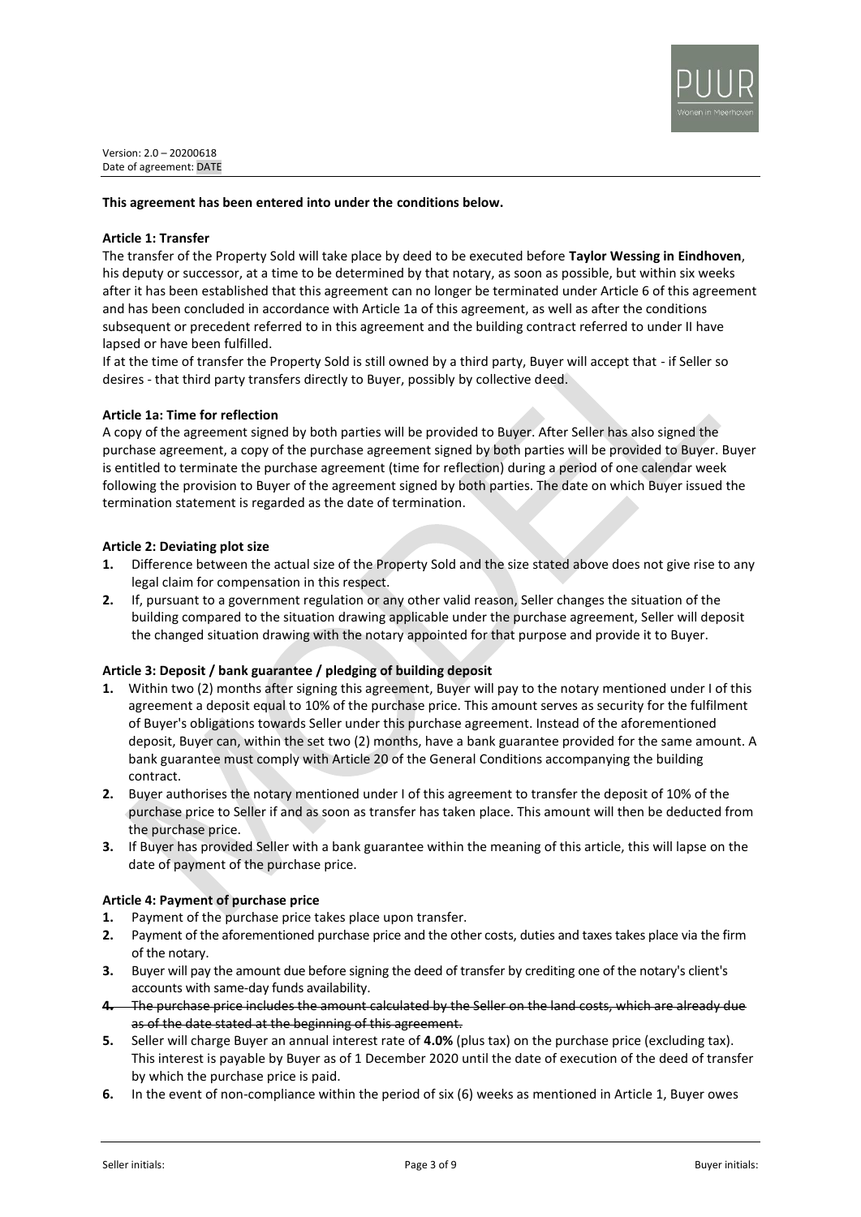Version: 2.0 – 20200618
Date of agreement: DATE

**This agreement has been entered into under the conditions below.**

**Article 1: Transfer**

The transfer of the Property Sold will take place by deed to be executed before **Taylor Wessing in Eindhoven**, his deputy or successor, at a time to be determined by that notary, as soon as possible, but within six weeks after it has been established that this agreement can no longer be terminated under Article 6 of this agreement and has been concluded in accordance with Article 1a of this agreement, as well as after the conditions subsequent or precedent referred to in this agreement and the building contract referred to under II have lapsed or have been fulfilled.

If at the time of transfer the Property Sold is still owned by a third party, Buyer will accept that - if Seller so desires - that third party transfers directly to Buyer, possibly by collective deed.

**Article 1a: Time for reflection**

A copy of the agreement signed by both parties will be provided to Buyer. After Seller has also signed the purchase agreement, a copy of the purchase agreement signed by both parties will be provided to Buyer. Buyer is entitled to terminate the purchase agreement (time for reflection) during a period of one calendar week following the provision to Buyer of the agreement signed by both parties. The date on which Buyer issued the termination statement is regarded as the date of termination.

**Article 2: Deviating plot size**

1. Difference between the actual size of the Property Sold and the size stated above does not give rise to any legal claim for compensation in this respect.
2. If, pursuant to a government regulation or any other valid reason, Seller changes the situation of the building compared to the situation drawing applicable under the purchase agreement, Seller will deposit the changed situation drawing with the notary appointed for that purpose and provide it to Buyer.

**Article 3: Deposit / bank guarantee / pledging of building deposit**

1. Within two (2) months after signing this agreement, Buyer will pay to the notary mentioned under I of this agreement a deposit equal to 10% of the purchase price. This amount serves as security for the fulfilment of Buyer's obligations towards Seller under this purchase agreement. Instead of the aforementioned deposit, Buyer can, within the set two (2) months, have a bank guarantee provided for the same amount. A bank guarantee must comply with Article 20 of the General Conditions accompanying the building contract.
2. Buyer authorises the notary mentioned under I of this agreement to transfer the deposit of 10% of the purchase price to Seller if and as soon as transfer has taken place. This amount will then be deducted from the purchase price.
3. If Buyer has provided Seller with a bank guarantee within the meaning of this article, this will lapse on the date of payment of the purchase price.

**Article 4: Payment of purchase price**

1. Payment of the purchase price takes place upon transfer.
2. Payment of the aforementioned purchase price and the other costs, duties and taxes takes place via the firm of the notary.
3. Buyer will pay the amount due before signing the deed of transfer by crediting one of the notary's client's accounts with same-day funds availability.
4. ~~The purchase price includes the amount calculated by the Seller on the land costs, which are already due as of the date stated at the beginning of this agreement.~~
5. Seller will charge Buyer an annual interest rate of **4.0%** (plus tax) on the purchase price (excluding tax). This interest is payable by Buyer as of 1 December 2020 until the date of execution of the deed of transfer by which the purchase price is paid.
6. In the event of non-compliance within the period of six (6) weeks as mentioned in Article 1, Buyer owes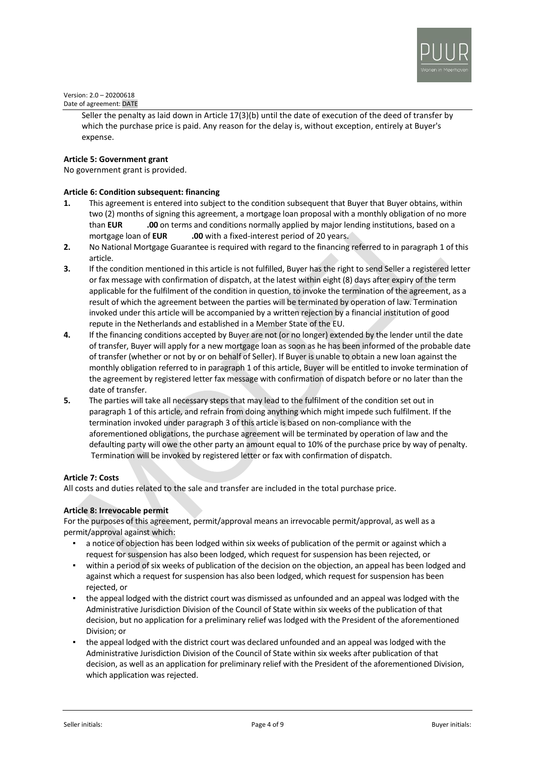Seller the penalty as laid down in Article 17(3)(b) until the date of execution of the deed of transfer by which the purchase price is paid. Any reason for the delay is, without exception, entirely at Buyer's expense.

**Article 5: Government grant**

No government grant is provided.

**Article 6: Condition subsequent: financing**

1. This agreement is entered into subject to the condition subsequent that Buyer that Buyer obtains, within two (2) months of signing this agreement, a mortgage loan proposal with a monthly obligation of no more than **EUR .00** on terms and conditions normally applied by major lending institutions, based on a mortgage loan of **EUR .00** with a fixed-interest period of 20 years.
2. No National Mortgage Guarantee is required with regard to the financing referred to in paragraph 1 of this article.
3. If the condition mentioned in this article is not fulfilled, Buyer has the right to send Seller a registered letter or fax message with confirmation of dispatch, at the latest within eight (8) days after expiry of the term applicable for the fulfilment of the condition in question, to invoke the termination of the agreement, as a result of which the agreement between the parties will be terminated by operation of law. Termination invoked under this article will be accompanied by a written rejection by a financial institution of good repute in the Netherlands and established in a Member State of the EU.
4. If the financing conditions accepted by Buyer are not (or no longer) extended by the lender until the date of transfer, Buyer will apply for a new mortgage loan as soon as he has been informed of the probable date of transfer (whether or not by or on behalf of Seller). If Buyer is unable to obtain a new loan against the monthly obligation referred to in paragraph 1 of this article, Buyer will be entitled to invoke termination of the agreement by registered letter fax message with confirmation of dispatch before or no later than the date of transfer.
5. The parties will take all necessary steps that may lead to the fulfilment of the condition set out in paragraph 1 of this article, and refrain from doing anything which might impede such fulfilment. If the termination invoked under paragraph 3 of this article is based on non-compliance with the aforementioned obligations, the purchase agreement will be terminated by operation of law and the defaulting party will owe the other party an amount equal to 10% of the purchase price by way of penalty. Termination will be invoked by registered letter or fax with confirmation of dispatch.

**Article 7: Costs**

All costs and duties related to the sale and transfer are included in the total purchase price.

**Article 8: Irrevocable permit**

For the purposes of this agreement, permit/approval means an irrevocable permit/approval, as well as a permit/approval against which:

- a notice of objection has been lodged within six weeks of publication of the permit or against which a request for suspension has also been lodged, which request for suspension has been rejected, or
- within a period of six weeks of publication of the decision on the objection, an appeal has been lodged and against which a request for suspension has also been lodged, which request for suspension has been rejected, or
- the appeal lodged with the district court was dismissed as unfounded and an appeal was lodged with the Administrative Jurisdiction Division of the Council of State within six weeks of the publication of that decision, but no application for a preliminary relief was lodged with the President of the aforementioned Division; or
- the appeal lodged with the district court was declared unfounded and an appeal was lodged with the Administrative Jurisdiction Division of the Council of State within six weeks after publication of that decision, as well as an application for preliminary relief with the President of the aforementioned Division, which application was rejected.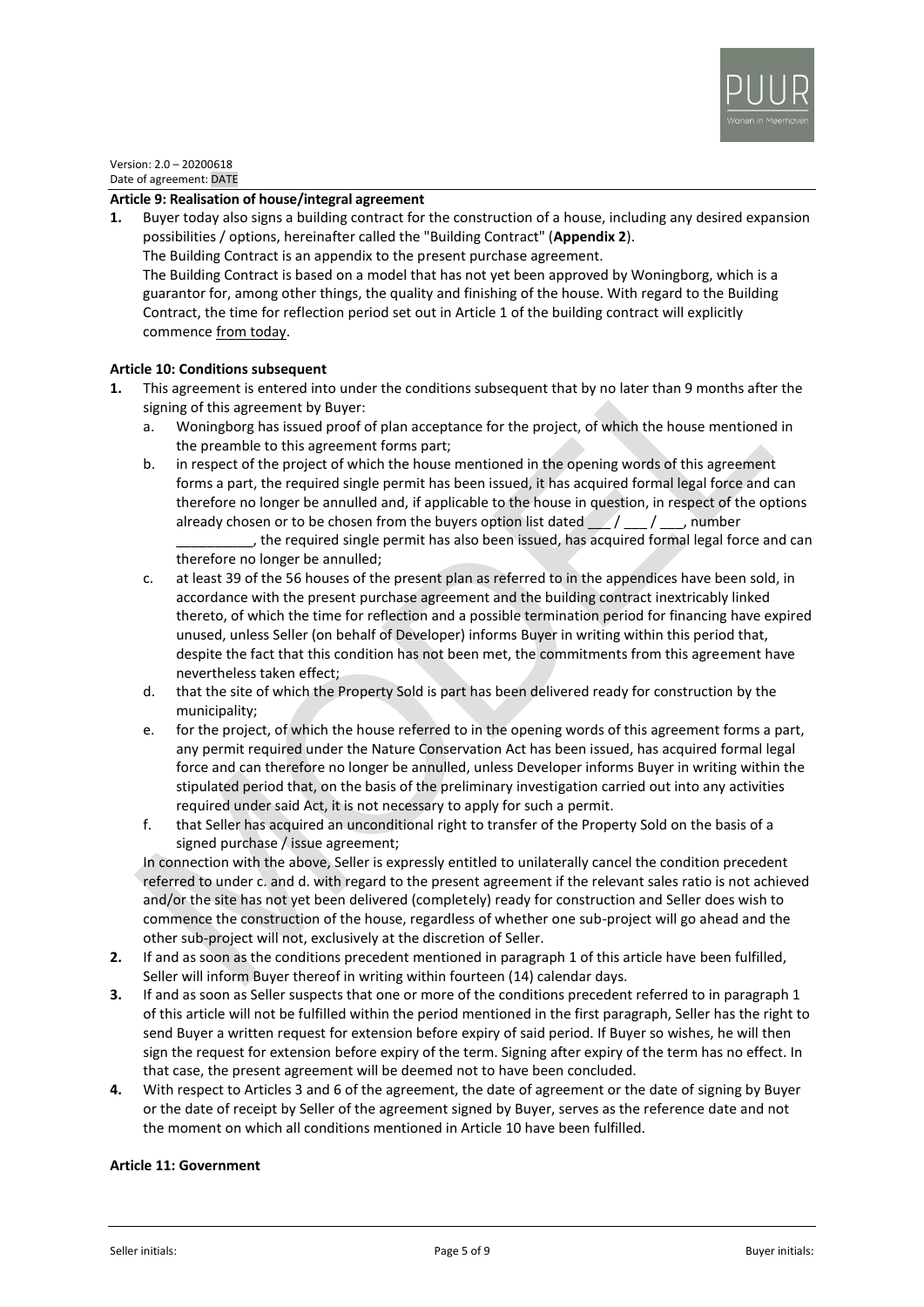Version: 2.0 – 20200618
Date of agreement: DATE

**Article 9: Realisation of house/integral agreement**

1. Buyer today also signs a building contract for the construction of a house, including any desired expansion possibilities / options, hereinafter called the "Building Contract" (**Appendix 2**).
   The Building Contract is an appendix to the present purchase agreement.
   The Building Contract is based on a model that has not yet been approved by Woningborg, which is a guarantor for, among other things, the quality and finishing of the house. With regard to the Building Contract, the time for reflection period set out in Article 1 of the building contract will explicitly commence from today.

**Article 10: Conditions subsequent**

1. This agreement is entered into under the conditions subsequent that by no later than 9 months after the signing of this agreement by Buyer:
   a. Woningborg has issued proof of plan acceptance for the project, of which the house mentioned in the preamble to this agreement forms part;
   b. in respect of the project of which the house mentioned in the opening words of this agreement forms a part, the required single permit has been issued, it has acquired formal legal force and can therefore no longer be annulled and, if applicable to the house in question, in respect of the options already chosen or to be chosen from the buyers option list dated ___ / ___ / ___, number __________, the required single permit has also been issued, has acquired formal legal force and can therefore no longer be annulled;
   c. at least 39 of the 56 houses of the present plan as referred to in the appendices have been sold, in accordance with the present purchase agreement and the building contract inextricably linked thereto, of which the time for reflection and a possible termination period for financing have expired unused, unless Seller (on behalf of Developer) informs Buyer in writing within this period that, despite the fact that this condition has not been met, the commitments from this agreement have nevertheless taken effect;
   d. that the site of which the Property Sold is part has been delivered ready for construction by the municipality;
   e. for the project, of which the house referred to in the opening words of this agreement forms a part, any permit required under the Nature Conservation Act has been issued, has acquired formal legal force and can therefore no longer be annulled, unless Developer informs Buyer in writing within the stipulated period that, on the basis of the preliminary investigation carried out into any activities required under said Act, it is not necessary to apply for such a permit.
   f. that Seller has acquired an unconditional right to transfer of the Property Sold on the basis of a signed purchase / issue agreement;

   In connection with the above, Seller is expressly entitled to unilaterally cancel the condition precedent referred to under c. and d. with regard to the present agreement if the relevant sales ratio is not achieved and/or the site has not yet been delivered (completely) ready for construction and Seller does wish to commence the construction of the house, regardless of whether one sub-project will go ahead and the other sub-project will not, exclusively at the discretion of Seller.
2. If and as soon as the conditions precedent mentioned in paragraph 1 of this article have been fulfilled, Seller will inform Buyer thereof in writing within fourteen (14) calendar days.
3. If and as soon as Seller suspects that one or more of the conditions precedent referred to in paragraph 1 of this article will not be fulfilled within the period mentioned in the first paragraph, Seller has the right to send Buyer a written request for extension before expiry of said period. If Buyer so wishes, he will then sign the request for extension before expiry of the term. Signing after expiry of the term has no effect. In that case, the present agreement will be deemed not to have been concluded.
4. With respect to Articles 3 and 6 of the agreement, the date of agreement or the date of signing by Buyer or the date of receipt by Seller of the agreement signed by Buyer, serves as the reference date and not the moment on which all conditions mentioned in Article 10 have been fulfilled.

**Article 11: Government**

Seller initials: Buyer initials: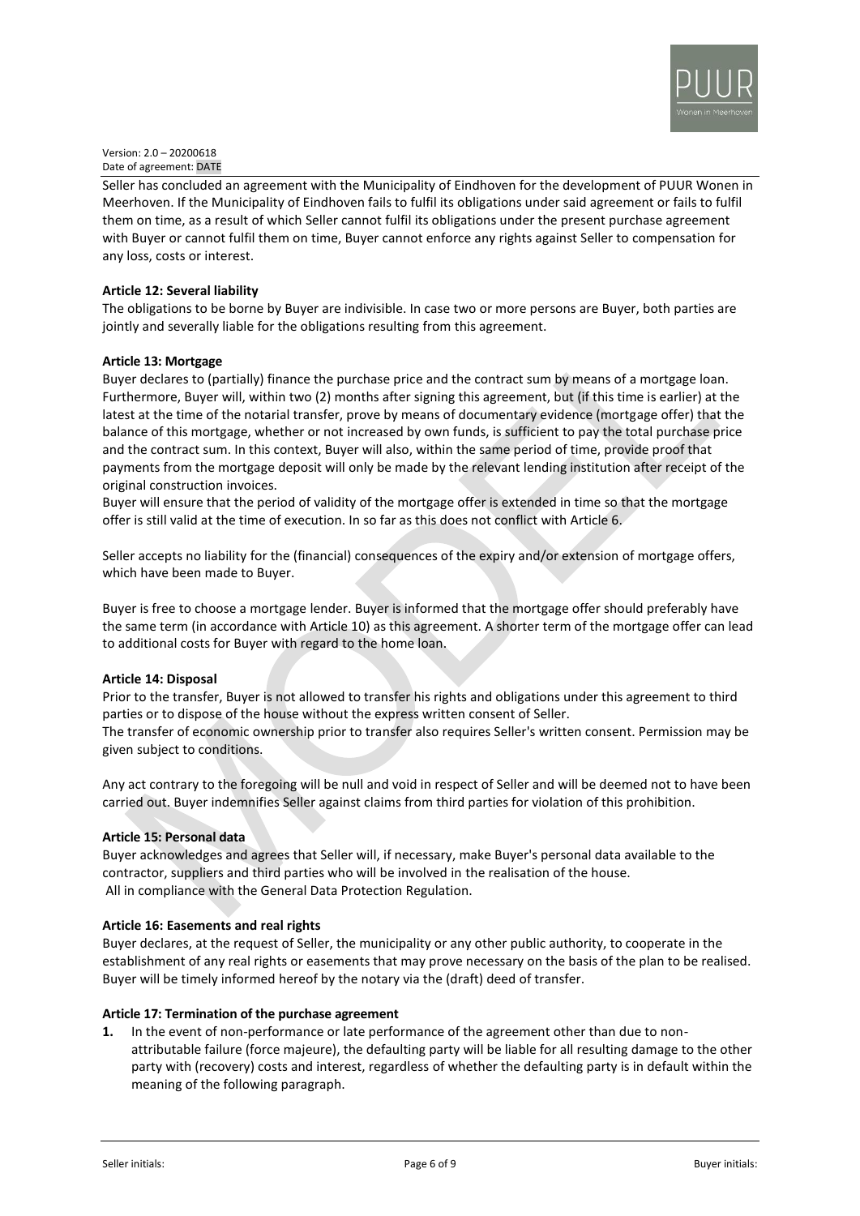Seller has concluded an agreement with the Municipality of Eindhoven for the development of PUUR Wonen in Meerhoven. If the Municipality of Eindhoven fails to fulfil its obligations under said agreement or fails to fulfil them on time, as a result of which Seller cannot fulfil its obligations under the present purchase agreement with Buyer or cannot fulfil them on time, Buyer cannot enforce any rights against Seller to compensation for any loss, costs or interest.

**Article 12: Several liability**

The obligations to be borne by Buyer are indivisible. In case two or more persons are Buyer, both parties are jointly and severally liable for the obligations resulting from this agreement.

**Article 13: Mortgage**

Buyer declares to (partially) finance the purchase price and the contract sum by means of a mortgage loan. Furthermore, Buyer will, within two (2) months after signing this agreement, but (if this time is earlier) at the latest at the time of the notarial transfer, prove by means of documentary evidence (mortgage offer) that the balance of this mortgage, whether or not increased by own funds, is sufficient to pay the total purchase price and the contract sum. In this context, Buyer will also, within the same period of time, provide proof that payments from the mortgage deposit will only be made by the relevant lending institution after receipt of the original construction invoices.

Buyer will ensure that the period of validity of the mortgage offer is extended in time so that the mortgage offer is still valid at the time of execution. In so far as this does not conflict with Article 6.

Seller accepts no liability for the (financial) consequences of the expiry and/or extension of mortgage offers, which have been made to Buyer.

Buyer is free to choose a mortgage lender. Buyer is informed that the mortgage offer should preferably have the same term (in accordance with Article 10) as this agreement. A shorter term of the mortgage offer can lead to additional costs for Buyer with regard to the home loan.

**Article 14: Disposal**

Prior to the transfer, Buyer is not allowed to transfer his rights and obligations under this agreement to third parties or to dispose of the house without the express written consent of Seller.

The transfer of economic ownership prior to transfer also requires Seller's written consent. Permission may be given subject to conditions.

Any act contrary to the foregoing will be null and void in respect of Seller and will be deemed not to have been carried out. Buyer indemnifies Seller against claims from third parties for violation of this prohibition.

**Article 15: Personal data**

Buyer acknowledges and agrees that Seller will, if necessary, make Buyer's personal data available to the contractor, suppliers and third parties who will be involved in the realisation of the house.
All in compliance with the General Data Protection Regulation.

**Article 16: Easements and real rights**

Buyer declares, at the request of Seller, the municipality or any other public authority, to cooperate in the establishment of any real rights or easements that may prove necessary on the basis of the plan to be realised. Buyer will be timely informed hereof by the notary via the (draft) deed of transfer.

**Article 17: Termination of the purchase agreement**

1. In the event of non-performance or late performance of the agreement other than due to non-attributable failure (force majeure), the defaulting party will be liable for all resulting damage to the other party with (recovery) costs and interest, regardless of whether the defaulting party is in default within the meaning of the following paragraph.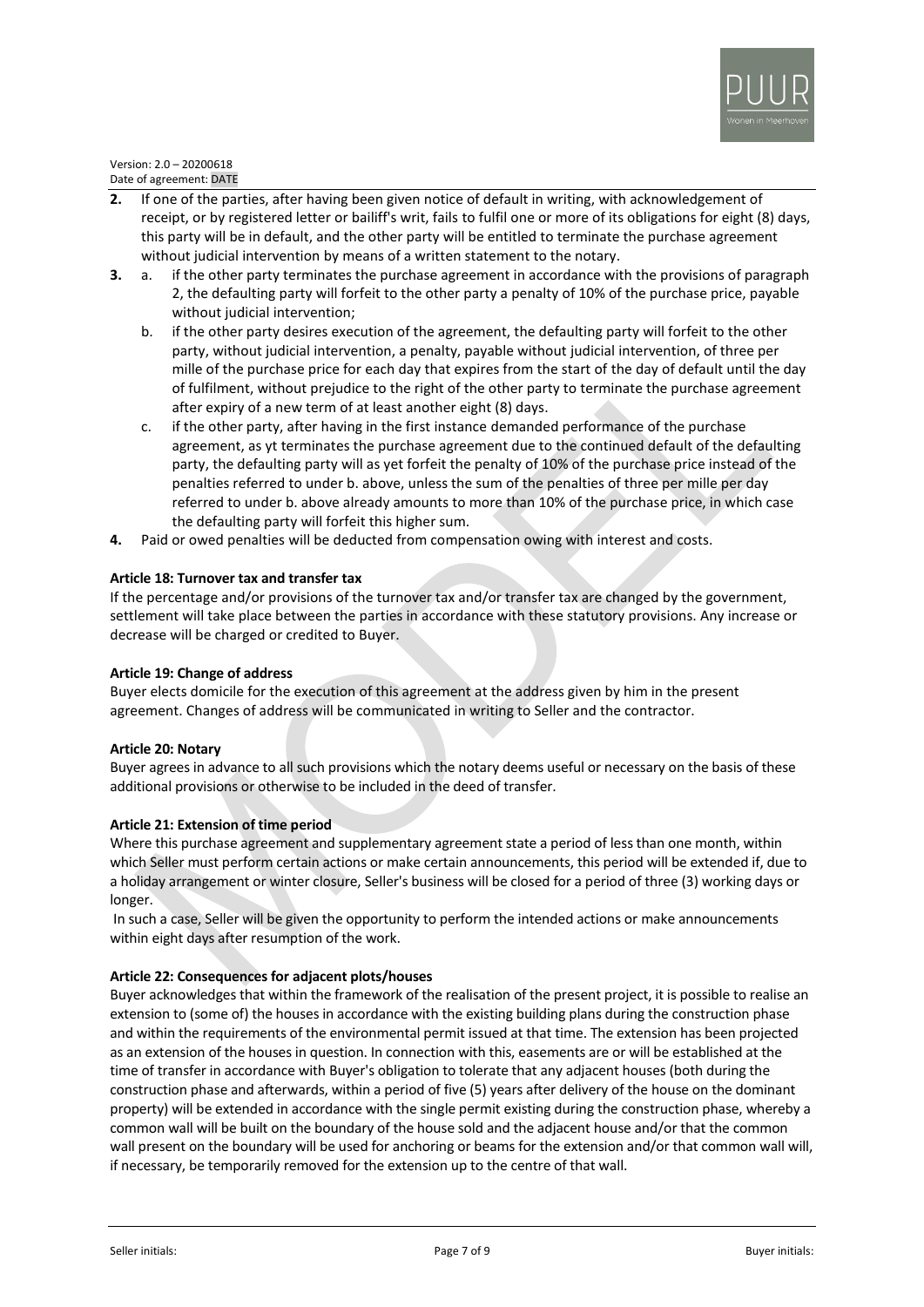**2.** If one of the parties, after having been given notice of default in writing, with acknowledgement of receipt, or by registered letter or bailiff's writ, fails to fulfil one or more of its obligations for eight (8) days, this party will be in default, and the other party will be entitled to terminate the purchase agreement without judicial intervention by means of a written statement to the notary.

**3.** a. if the other party terminates the purchase agreement in accordance with the provisions of paragraph 2, the defaulting party will forfeit to the other party a penalty of 10% of the purchase price, payable without judicial intervention;

b. if the other party desires execution of the agreement, the defaulting party will forfeit to the other party, without judicial intervention, a penalty, payable without judicial intervention, of three per mille of the purchase price for each day that expires from the start of the day of default until the day of fulfilment, without prejudice to the right of the other party to terminate the purchase agreement after expiry of a new term of at least another eight (8) days.

c. if the other party, after having in the first instance demanded performance of the purchase agreement, as yt terminates the purchase agreement due to the continued default of the defaulting party, the defaulting party will as yet forfeit the penalty of 10% of the purchase price instead of the penalties referred to under b. above, unless the sum of the penalties of three per mille per day referred to under b. above already amounts to more than 10% of the purchase price, in which case the defaulting party will forfeit this higher sum.

**4.** Paid or owed penalties will be deducted from compensation owing with interest and costs.

**Article 18: Turnover tax and transfer tax**

If the percentage and/or provisions of the turnover tax and/or transfer tax are changed by the government, settlement will take place between the parties in accordance with these statutory provisions. Any increase or decrease will be charged or credited to Buyer.

**Article 19: Change of address**

Buyer elects domicile for the execution of this agreement at the address given by him in the present agreement. Changes of address will be communicated in writing to Seller and the contractor.

**Article 20: Notary**

Buyer agrees in advance to all such provisions which the notary deems useful or necessary on the basis of these additional provisions or otherwise to be included in the deed of transfer.

**Article 21: Extension of time period**

Where this purchase agreement and supplementary agreement state a period of less than one month, within which Seller must perform certain actions or make certain announcements, this period will be extended if, due to a holiday arrangement or winter closure, Seller's business will be closed for a period of three (3) working days or longer.

In such a case, Seller will be given the opportunity to perform the intended actions or make announcements within eight days after resumption of the work.

**Article 22: Consequences for adjacent plots/houses**

Buyer acknowledges that within the framework of the realisation of the present project, it is possible to realise an extension to (some of) the houses in accordance with the existing building plans during the construction phase and within the requirements of the environmental permit issued at that time. The extension has been projected as an extension of the houses in question. In connection with this, easements are or will be established at the time of transfer in accordance with Buyer's obligation to tolerate that any adjacent houses (both during the construction phase and afterwards, within a period of five (5) years after delivery of the house on the dominant property) will be extended in accordance with the single permit existing during the construction phase, whereby a common wall will be built on the boundary of the house sold and the adjacent house and/or that the common wall present on the boundary will be used for anchoring or beams for the extension and/or that common wall will, if necessary, be temporarily removed for the extension up to the centre of that wall.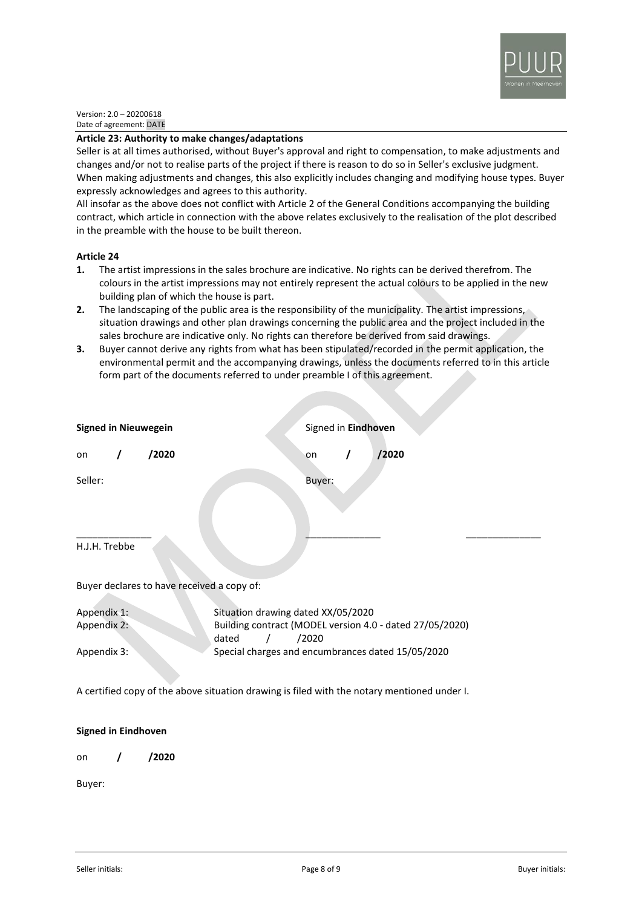Version: 2.0 – 20200618
Date of agreement: DATE

**Article 23: Authority to make changes/adaptations**

Seller is at all times authorised, without Buyer's approval and right to compensation, to make adjustments and changes and/or not to realise parts of the project if there is reason to do so in Seller's exclusive judgment. When making adjustments and changes, this also explicitly includes changing and modifying house types. Buyer expressly acknowledges and agrees to this authority.

All insofar as the above does not conflict with Article 2 of the General Conditions accompanying the building contract, which article in connection with the above relates exclusively to the realisation of the plot described in the preamble with the house to be built thereon.

**Article 24**

1. The artist impressions in the sales brochure are indicative. No rights can be derived therefrom. The colours in the artist impressions may not entirely represent the actual colours to be applied in the new building plan of which the house is part.
2. The landscaping of the public area is the responsibility of the municipality. The artist impressions, situation drawings and other plan drawings concerning the public area and the project included in the sales brochure are indicative only. No rights can therefore be derived from said drawings.
3. Buyer cannot derive any rights from what has been stipulated/recorded in the permit application, the environmental permit and the accompanying drawings, unless the documents referred to in this article form part of the documents referred to under preamble I of this agreement.

| **Signed in Nieuwegein** | Signed in **Eindhoven** | |
|---|---|---|
| on **/ /2020** | on **/ /2020** | |
| Seller: | Buyer: | |
| ______________ | ______________ | ______________ |
| H.J.H. Trebbe | | |

Buyer declares to have received a copy of:

| | |
|---|---|
| Appendix 1: | Situation drawing dated XX/05/2020 |
| Appendix 2: | Building contract (MODEL version 4.0 - dated 27/05/2020) dated / /2020 |
| Appendix 3: | Special charges and encumbrances dated 15/05/2020 |

A certified copy of the above situation drawing is filed with the notary mentioned under I.

**Signed in Eindhoven**

on **/ /2020**

Buyer:

Seller initials: Buyer initials: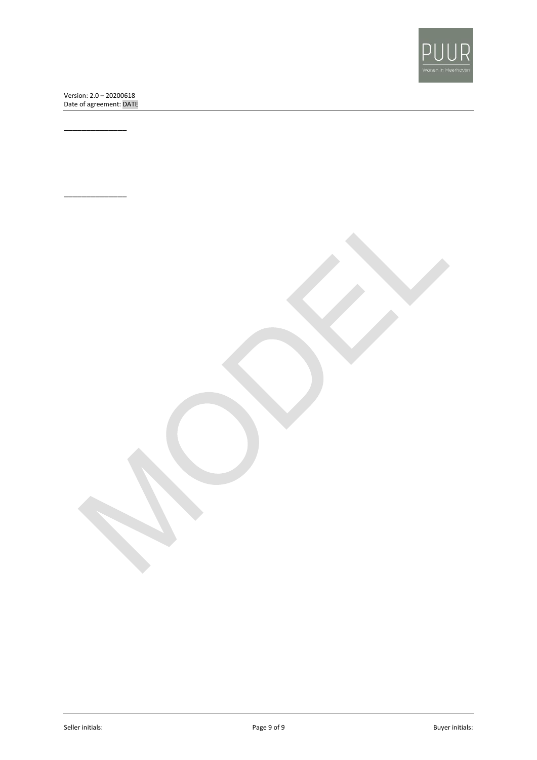Version: 2.0 – 20200618
Date of agreement: DATE

________________

________________

MODEL